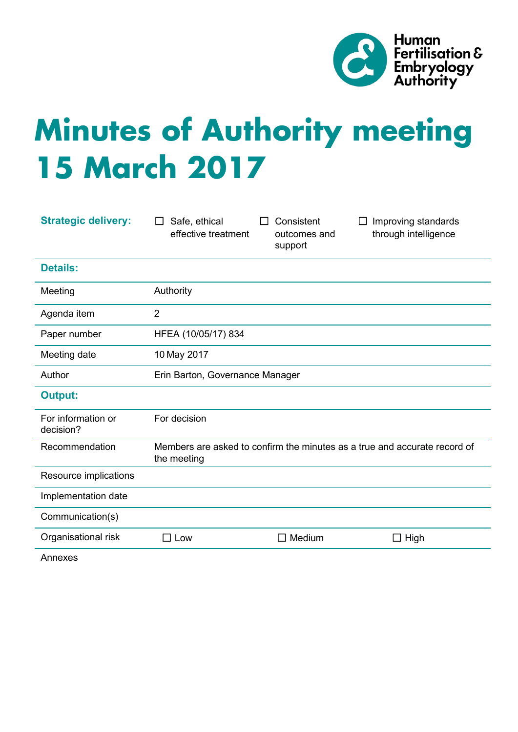Human Fertilisation & Embryology Authority

# Minutes of Authority meeting 15 March 2017

| **Strategic delivery:** | ☐ Safe, ethical effective treatment | ☐ Consistent outcomes and support | ☐ Improving standards through intelligence |
|---|---|---|---|
| **Details:** | | | |
| Meeting | Authority | | |
| Agenda item | 2 | | |
| Paper number | HFEA (10/05/17) 834 | | |
| Meeting date | 10 May 2017 | | |
| Author | Erin Barton, Governance Manager | | |
| **Output:** | | | |
| For information or decision? | For decision | | |
| Recommendation | Members are asked to confirm the minutes as a true and accurate record of the meeting | | |
| Resource implications | | | |
| Implementation date | | | |
| Communication(s) | | | |
| Organisational risk | ☐ Low | ☐ Medium | ☐ High |
| Annexes | | | |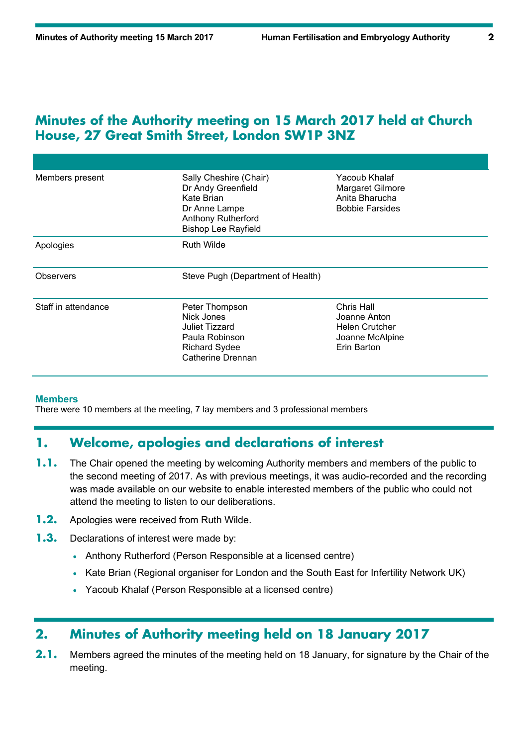# Minutes of the Authority meeting on 15 March 2017 held at Church House, 27 Great Smith Street, London SW1P 3NZ

| | | |
|---|---|---|
| Members present | Sally Cheshire (Chair)<br>Dr Andy Greenfield<br>Kate Brian<br>Dr Anne Lampe<br>Anthony Rutherford<br>Bishop Lee Rayfield | Yacoub Khalaf<br>Margaret Gilmore<br>Anita Bharucha<br>Bobbie Farsides |
| Apologies | Ruth Wilde | |
| Observers | Steve Pugh (Department of Health) | |
| Staff in attendance | Peter Thompson<br>Nick Jones<br>Juliet Tizzard<br>Paula Robinson<br>Richard Sydee<br>Catherine Drennan | Chris Hall<br>Joanne Anton<br>Helen Crutcher<br>Joanne McAlpine<br>Erin Barton |

**Members**

There were 10 members at the meeting, 7 lay members and 3 professional members

## 1. Welcome, apologies and declarations of interest

**1.1.** The Chair opened the meeting by welcoming Authority members and members of the public to the second meeting of 2017. As with previous meetings, it was audio-recorded and the recording was made available on our website to enable interested members of the public who could not attend the meeting to listen to our deliberations.

**1.2.** Apologies were received from Ruth Wilde.

**1.3.** Declarations of interest were made by:

- Anthony Rutherford (Person Responsible at a licensed centre)
- Kate Brian (Regional organiser for London and the South East for Infertility Network UK)
- Yacoub Khalaf (Person Responsible at a licensed centre)

## 2. Minutes of Authority meeting held on 18 January 2017

**2.1.** Members agreed the minutes of the meeting held on 18 January, for signature by the Chair of the meeting.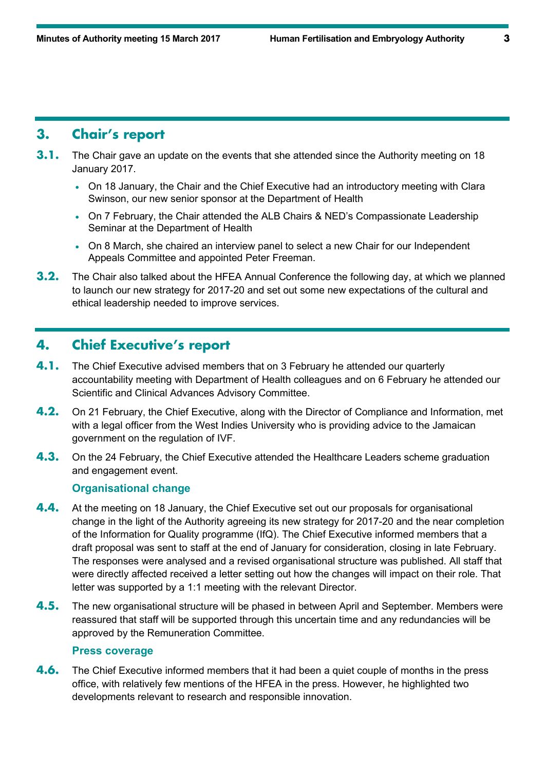## 3. Chair's report

**3.1.** The Chair gave an update on the events that she attended since the Authority meeting on 18 January 2017.

- On 18 January, the Chair and the Chief Executive had an introductory meeting with Clara Swinson, our new senior sponsor at the Department of Health
- On 7 February, the Chair attended the ALB Chairs & NED's Compassionate Leadership Seminar at the Department of Health
- On 8 March, she chaired an interview panel to select a new Chair for our Independent Appeals Committee and appointed Peter Freeman.

**3.2.** The Chair also talked about the HFEA Annual Conference the following day, at which we planned to launch our new strategy for 2017-20 and set out some new expectations of the cultural and ethical leadership needed to improve services.

## 4. Chief Executive's report

**4.1.** The Chief Executive advised members that on 3 February he attended our quarterly accountability meeting with Department of Health colleagues and on 6 February he attended our Scientific and Clinical Advances Advisory Committee.

**4.2.** On 21 February, the Chief Executive, along with the Director of Compliance and Information, met with a legal officer from the West Indies University who is providing advice to the Jamaican government on the regulation of IVF.

**4.3.** On the 24 February, the Chief Executive attended the Healthcare Leaders scheme graduation and engagement event.

### Organisational change

**4.4.** At the meeting on 18 January, the Chief Executive set out our proposals for organisational change in the light of the Authority agreeing its new strategy for 2017-20 and the near completion of the Information for Quality programme (IfQ). The Chief Executive informed members that a draft proposal was sent to staff at the end of January for consideration, closing in late February. The responses were analysed and a revised organisational structure was published. All staff that were directly affected received a letter setting out how the changes will impact on their role. That letter was supported by a 1:1 meeting with the relevant Director.

**4.5.** The new organisational structure will be phased in between April and September. Members were reassured that staff will be supported through this uncertain time and any redundancies will be approved by the Remuneration Committee.

### Press coverage

**4.6.** The Chief Executive informed members that it had been a quiet couple of months in the press office, with relatively few mentions of the HFEA in the press. However, he highlighted two developments relevant to research and responsible innovation.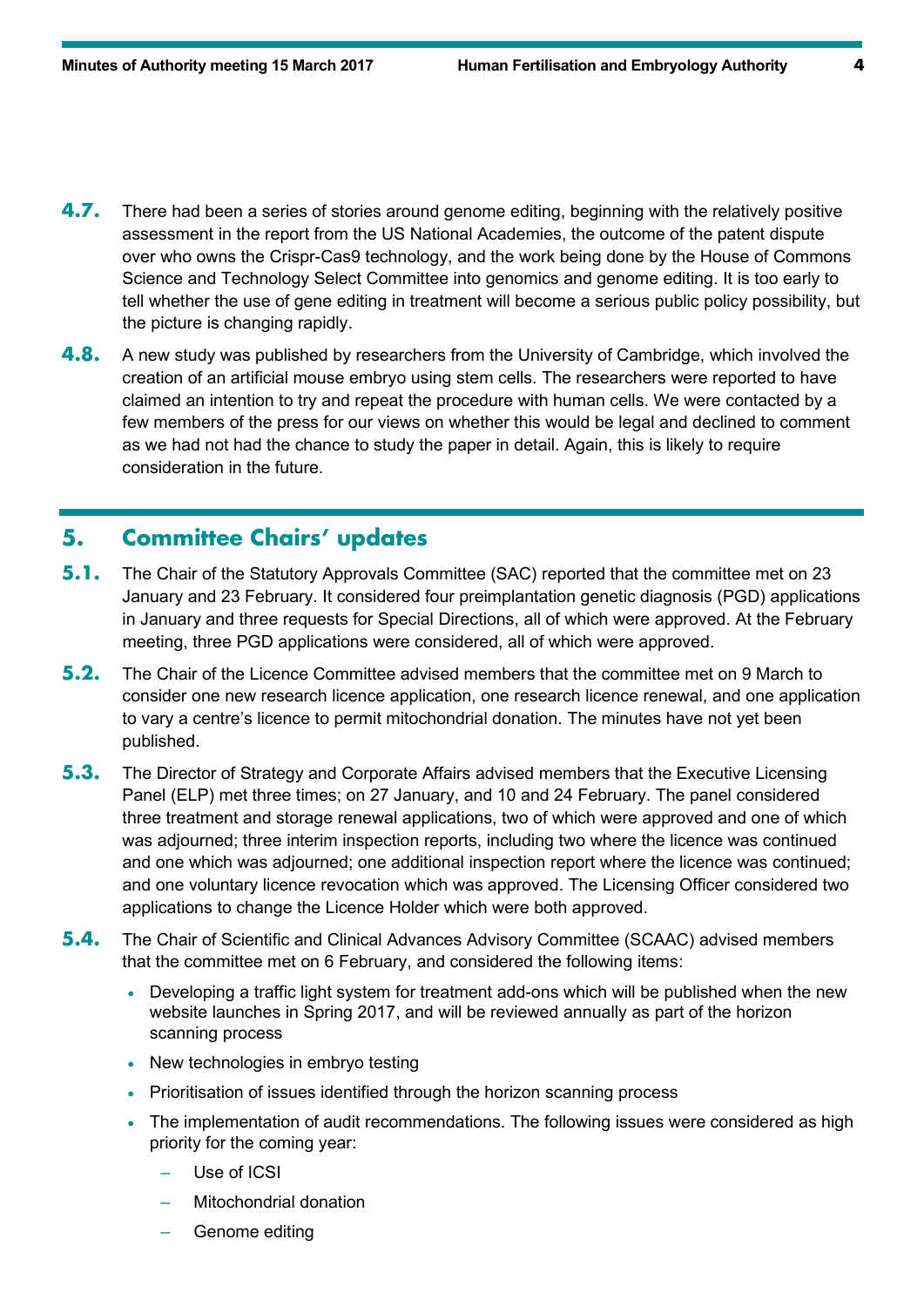**4.7.** There had been a series of stories around genome editing, beginning with the relatively positive assessment in the report from the US National Academies, the outcome of the patent dispute over who owns the Crispr-Cas9 technology, and the work being done by the House of Commons Science and Technology Select Committee into genomics and genome editing. It is too early to tell whether the use of gene editing in treatment will become a serious public policy possibility, but the picture is changing rapidly.

**4.8.** A new study was published by researchers from the University of Cambridge, which involved the creation of an artificial mouse embryo using stem cells. The researchers were reported to have claimed an intention to try and repeat the procedure with human cells. We were contacted by a few members of the press for our views on whether this would be legal and declined to comment as we had not had the chance to study the paper in detail. Again, this is likely to require consideration in the future.

## 5. Committee Chairs' updates

**5.1.** The Chair of the Statutory Approvals Committee (SAC) reported that the committee met on 23 January and 23 February. It considered four preimplantation genetic diagnosis (PGD) applications in January and three requests for Special Directions, all of which were approved. At the February meeting, three PGD applications were considered, all of which were approved.

**5.2.** The Chair of the Licence Committee advised members that the committee met on 9 March to consider one new research licence application, one research licence renewal, and one application to vary a centre's licence to permit mitochondrial donation. The minutes have not yet been published.

**5.3.** The Director of Strategy and Corporate Affairs advised members that the Executive Licensing Panel (ELP) met three times; on 27 January, and 10 and 24 February. The panel considered three treatment and storage renewal applications, two of which were approved and one of which was adjourned; three interim inspection reports, including two where the licence was continued and one which was adjourned; one additional inspection report where the licence was continued; and one voluntary licence revocation which was approved. The Licensing Officer considered two applications to change the Licence Holder which were both approved.

**5.4.** The Chair of Scientific and Clinical Advances Advisory Committee (SCAAC) advised members that the committee met on 6 February, and considered the following items:

- Developing a traffic light system for treatment add-ons which will be published when the new website launches in Spring 2017, and will be reviewed annually as part of the horizon scanning process
- New technologies in embryo testing
- Prioritisation of issues identified through the horizon scanning process
- The implementation of audit recommendations. The following issues were considered as high priority for the coming year:
  - Use of ICSI
  - Mitochondrial donation
  - Genome editing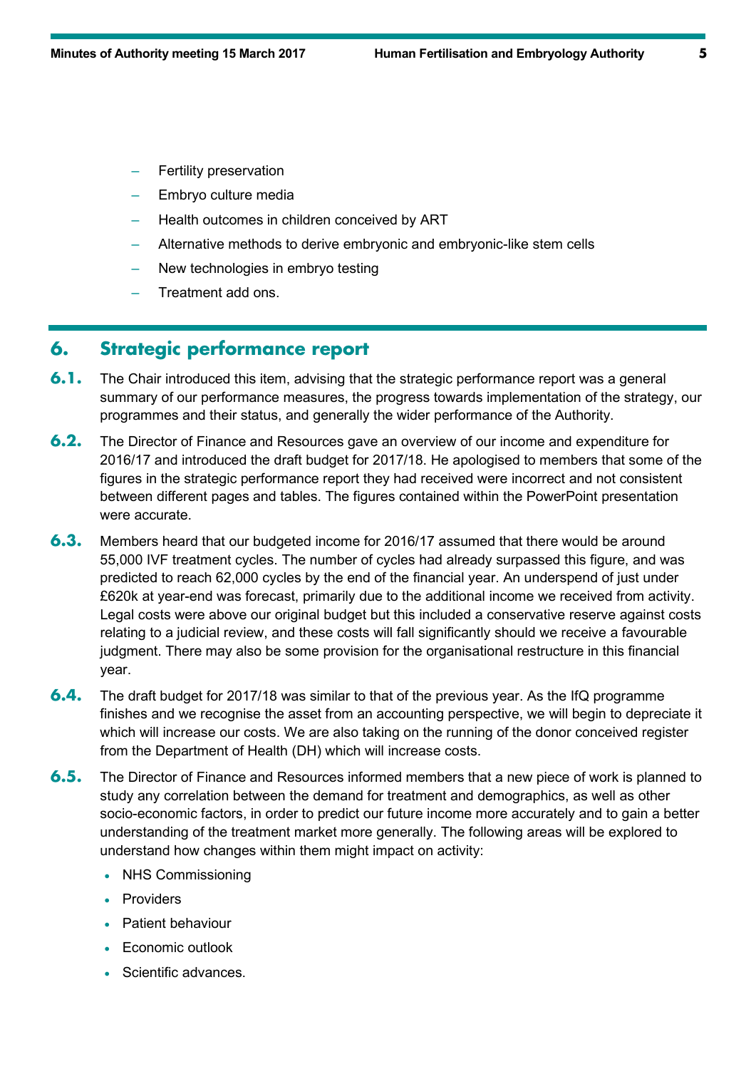- Fertility preservation
- Embryo culture media
- Health outcomes in children conceived by ART
- Alternative methods to derive embryonic and embryonic-like stem cells
- New technologies in embryo testing
- Treatment add ons.

## 6. Strategic performance report

**6.1.** The Chair introduced this item, advising that the strategic performance report was a general summary of our performance measures, the progress towards implementation of the strategy, our programmes and their status, and generally the wider performance of the Authority.

**6.2.** The Director of Finance and Resources gave an overview of our income and expenditure for 2016/17 and introduced the draft budget for 2017/18. He apologised to members that some of the figures in the strategic performance report they had received were incorrect and not consistent between different pages and tables. The figures contained within the PowerPoint presentation were accurate.

**6.3.** Members heard that our budgeted income for 2016/17 assumed that there would be around 55,000 IVF treatment cycles. The number of cycles had already surpassed this figure, and was predicted to reach 62,000 cycles by the end of the financial year. An underspend of just under £620k at year-end was forecast, primarily due to the additional income we received from activity. Legal costs were above our original budget but this included a conservative reserve against costs relating to a judicial review, and these costs will fall significantly should we receive a favourable judgment. There may also be some provision for the organisational restructure in this financial year.

**6.4.** The draft budget for 2017/18 was similar to that of the previous year. As the IfQ programme finishes and we recognise the asset from an accounting perspective, we will begin to depreciate it which will increase our costs. We are also taking on the running of the donor conceived register from the Department of Health (DH) which will increase costs.

**6.5.** The Director of Finance and Resources informed members that a new piece of work is planned to study any correlation between the demand for treatment and demographics, as well as other socio-economic factors, in order to predict our future income more accurately and to gain a better understanding of the treatment market more generally. The following areas will be explored to understand how changes within them might impact on activity:

- NHS Commissioning
- Providers
- Patient behaviour
- Economic outlook
- Scientific advances.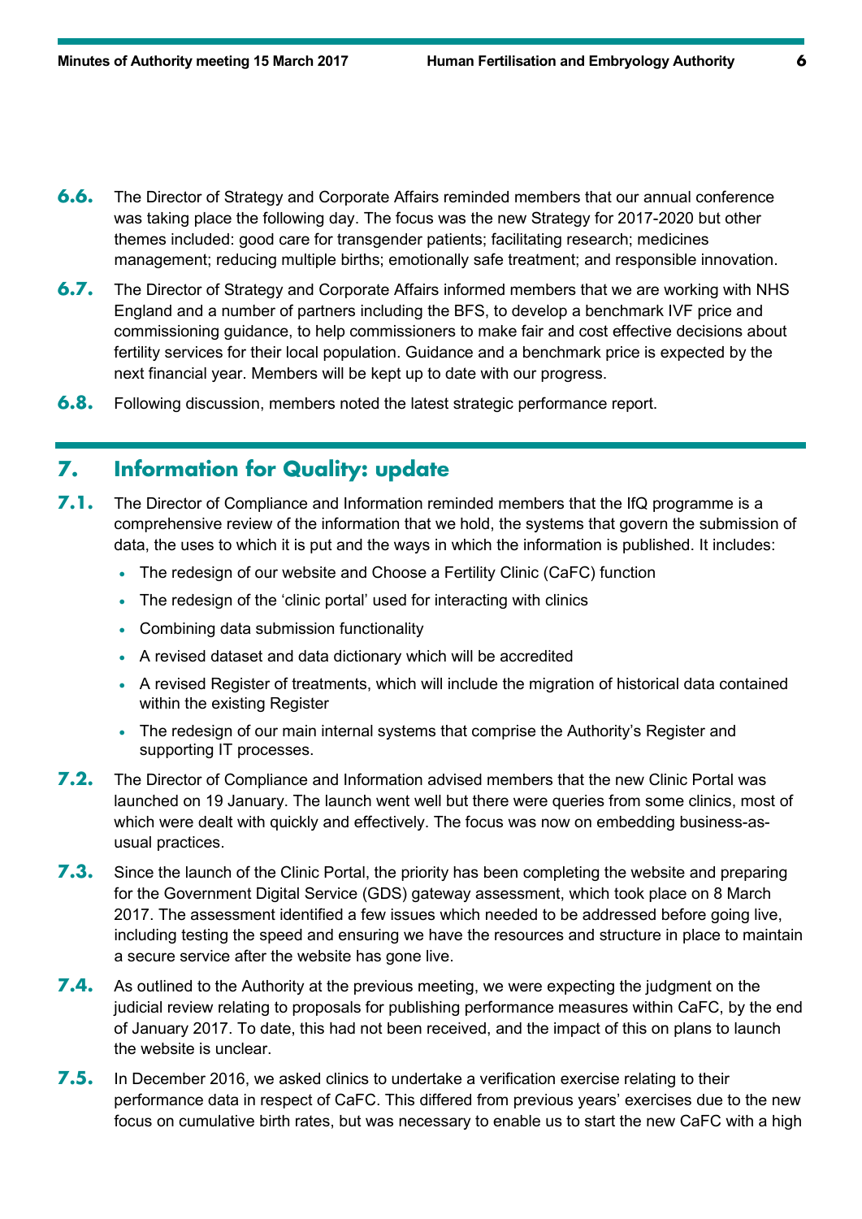**6.6.** The Director of Strategy and Corporate Affairs reminded members that our annual conference was taking place the following day. The focus was the new Strategy for 2017-2020 but other themes included: good care for transgender patients; facilitating research; medicines management; reducing multiple births; emotionally safe treatment; and responsible innovation.

**6.7.** The Director of Strategy and Corporate Affairs informed members that we are working with NHS England and a number of partners including the BFS, to develop a benchmark IVF price and commissioning guidance, to help commissioners to make fair and cost effective decisions about fertility services for their local population. Guidance and a benchmark price is expected by the next financial year. Members will be kept up to date with our progress.

**6.8.** Following discussion, members noted the latest strategic performance report.

## 7. Information for Quality: update

**7.1.** The Director of Compliance and Information reminded members that the IfQ programme is a comprehensive review of the information that we hold, the systems that govern the submission of data, the uses to which it is put and the ways in which the information is published. It includes:

- The redesign of our website and Choose a Fertility Clinic (CaFC) function
- The redesign of the 'clinic portal' used for interacting with clinics
- Combining data submission functionality
- A revised dataset and data dictionary which will be accredited
- A revised Register of treatments, which will include the migration of historical data contained within the existing Register
- The redesign of our main internal systems that comprise the Authority's Register and supporting IT processes.

**7.2.** The Director of Compliance and Information advised members that the new Clinic Portal was launched on 19 January. The launch went well but there were queries from some clinics, most of which were dealt with quickly and effectively. The focus was now on embedding business-as-usual practices.

**7.3.** Since the launch of the Clinic Portal, the priority has been completing the website and preparing for the Government Digital Service (GDS) gateway assessment, which took place on 8 March 2017. The assessment identified a few issues which needed to be addressed before going live, including testing the speed and ensuring we have the resources and structure in place to maintain a secure service after the website has gone live.

**7.4.** As outlined to the Authority at the previous meeting, we were expecting the judgment on the judicial review relating to proposals for publishing performance measures within CaFC, by the end of January 2017. To date, this had not been received, and the impact of this on plans to launch the website is unclear.

**7.5.** In December 2016, we asked clinics to undertake a verification exercise relating to their performance data in respect of CaFC. This differed from previous years' exercises due to the new focus on cumulative birth rates, but was necessary to enable us to start the new CaFC with a high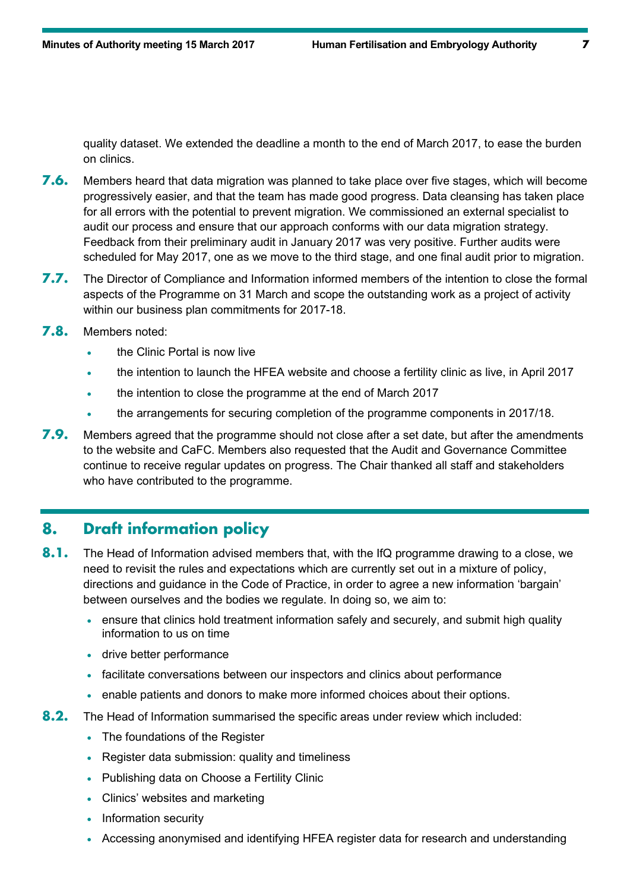quality dataset. We extended the deadline a month to the end of March 2017, to ease the burden on clinics.

**7.6.** Members heard that data migration was planned to take place over five stages, which will become progressively easier, and that the team has made good progress. Data cleansing has taken place for all errors with the potential to prevent migration. We commissioned an external specialist to audit our process and ensure that our approach conforms with our data migration strategy. Feedback from their preliminary audit in January 2017 was very positive. Further audits were scheduled for May 2017, one as we move to the third stage, and one final audit prior to migration.

**7.7.** The Director of Compliance and Information informed members of the intention to close the formal aspects of the Programme on 31 March and scope the outstanding work as a project of activity within our business plan commitments for 2017-18.

**7.8.** Members noted:

- the Clinic Portal is now live
- the intention to launch the HFEA website and choose a fertility clinic as live, in April 2017
- the intention to close the programme at the end of March 2017
- the arrangements for securing completion of the programme components in 2017/18.

**7.9.** Members agreed that the programme should not close after a set date, but after the amendments to the website and CaFC. Members also requested that the Audit and Governance Committee continue to receive regular updates on progress. The Chair thanked all staff and stakeholders who have contributed to the programme.

## 8. Draft information policy

**8.1.** The Head of Information advised members that, with the IfQ programme drawing to a close, we need to revisit the rules and expectations which are currently set out in a mixture of policy, directions and guidance in the Code of Practice, in order to agree a new information 'bargain' between ourselves and the bodies we regulate. In doing so, we aim to:

- ensure that clinics hold treatment information safely and securely, and submit high quality information to us on time
- drive better performance
- facilitate conversations between our inspectors and clinics about performance
- enable patients and donors to make more informed choices about their options.

**8.2.** The Head of Information summarised the specific areas under review which included:

- The foundations of the Register
- Register data submission: quality and timeliness
- Publishing data on Choose a Fertility Clinic
- Clinics' websites and marketing
- Information security
- Accessing anonymised and identifying HFEA register data for research and understanding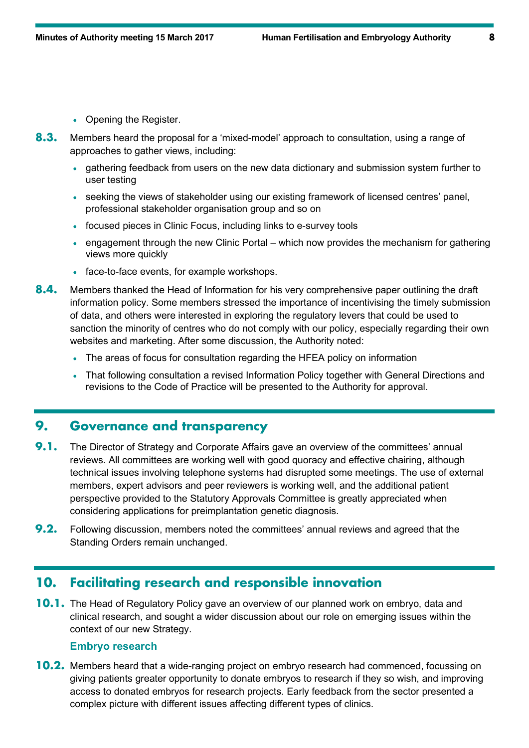- Opening the Register.

**8.3.** Members heard the proposal for a 'mixed-model' approach to consultation, using a range of approaches to gather views, including:

- gathering feedback from users on the new data dictionary and submission system further to user testing
- seeking the views of stakeholder using our existing framework of licensed centres' panel, professional stakeholder organisation group and so on
- focused pieces in Clinic Focus, including links to e-survey tools
- engagement through the new Clinic Portal – which now provides the mechanism for gathering views more quickly
- face-to-face events, for example workshops.

**8.4.** Members thanked the Head of Information for his very comprehensive paper outlining the draft information policy. Some members stressed the importance of incentivising the timely submission of data, and others were interested in exploring the regulatory levers that could be used to sanction the minority of centres who do not comply with our policy, especially regarding their own websites and marketing. After some discussion, the Authority noted:

- The areas of focus for consultation regarding the HFEA policy on information
- That following consultation a revised Information Policy together with General Directions and revisions to the Code of Practice will be presented to the Authority for approval.

## 9. Governance and transparency

**9.1.** The Director of Strategy and Corporate Affairs gave an overview of the committees' annual reviews. All committees are working well with good quoracy and effective chairing, although technical issues involving telephone systems had disrupted some meetings. The use of external members, expert advisors and peer reviewers is working well, and the additional patient perspective provided to the Statutory Approvals Committee is greatly appreciated when considering applications for preimplantation genetic diagnosis.

**9.2.** Following discussion, members noted the committees' annual reviews and agreed that the Standing Orders remain unchanged.

## 10. Facilitating research and responsible innovation

**10.1.** The Head of Regulatory Policy gave an overview of our planned work on embryo, data and clinical research, and sought a wider discussion about our role on emerging issues within the context of our new Strategy.

### Embryo research

**10.2.** Members heard that a wide-ranging project on embryo research had commenced, focussing on giving patients greater opportunity to donate embryos to research if they so wish, and improving access to donated embryos for research projects. Early feedback from the sector presented a complex picture with different issues affecting different types of clinics.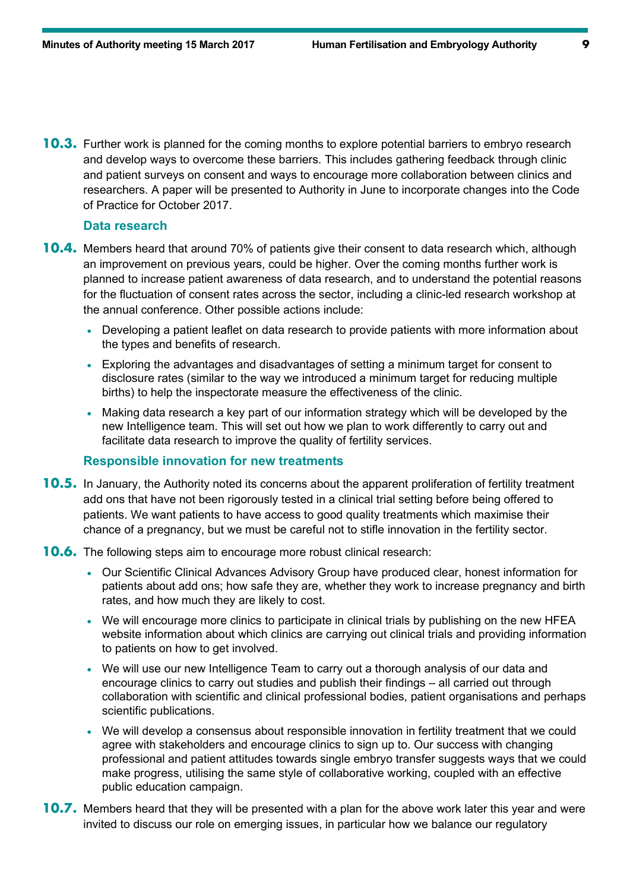**10.3.** Further work is planned for the coming months to explore potential barriers to embryo research and develop ways to overcome these barriers. This includes gathering feedback through clinic and patient surveys on consent and ways to encourage more collaboration between clinics and researchers. A paper will be presented to Authority in June to incorporate changes into the Code of Practice for October 2017.

### Data research

**10.4.** Members heard that around 70% of patients give their consent to data research which, although an improvement on previous years, could be higher. Over the coming months further work is planned to increase patient awareness of data research, and to understand the potential reasons for the fluctuation of consent rates across the sector, including a clinic-led research workshop at the annual conference. Other possible actions include:

- Developing a patient leaflet on data research to provide patients with more information about the types and benefits of research.
- Exploring the advantages and disadvantages of setting a minimum target for consent to disclosure rates (similar to the way we introduced a minimum target for reducing multiple births) to help the inspectorate measure the effectiveness of the clinic.
- Making data research a key part of our information strategy which will be developed by the new Intelligence team. This will set out how we plan to work differently to carry out and facilitate data research to improve the quality of fertility services.

### Responsible innovation for new treatments

**10.5.** In January, the Authority noted its concerns about the apparent proliferation of fertility treatment add ons that have not been rigorously tested in a clinical trial setting before being offered to patients. We want patients to have access to good quality treatments which maximise their chance of a pregnancy, but we must be careful not to stifle innovation in the fertility sector.

**10.6.** The following steps aim to encourage more robust clinical research:

- Our Scientific Clinical Advances Advisory Group have produced clear, honest information for patients about add ons; how safe they are, whether they work to increase pregnancy and birth rates, and how much they are likely to cost.
- We will encourage more clinics to participate in clinical trials by publishing on the new HFEA website information about which clinics are carrying out clinical trials and providing information to patients on how to get involved.
- We will use our new Intelligence Team to carry out a thorough analysis of our data and encourage clinics to carry out studies and publish their findings – all carried out through collaboration with scientific and clinical professional bodies, patient organisations and perhaps scientific publications.
- We will develop a consensus about responsible innovation in fertility treatment that we could agree with stakeholders and encourage clinics to sign up to. Our success with changing professional and patient attitudes towards single embryo transfer suggests ways that we could make progress, utilising the same style of collaborative working, coupled with an effective public education campaign.

**10.7.** Members heard that they will be presented with a plan for the above work later this year and were invited to discuss our role on emerging issues, in particular how we balance our regulatory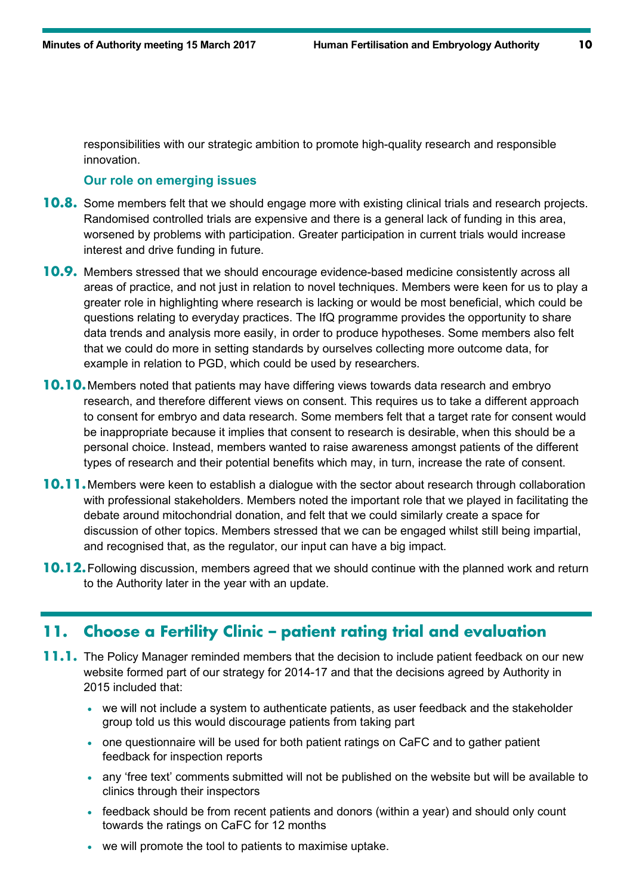responsibilities with our strategic ambition to promote high-quality research and responsible innovation.

### Our role on emerging issues

**10.8.** Some members felt that we should engage more with existing clinical trials and research projects. Randomised controlled trials are expensive and there is a general lack of funding in this area, worsened by problems with participation. Greater participation in current trials would increase interest and drive funding in future.

**10.9.** Members stressed that we should encourage evidence-based medicine consistently across all areas of practice, and not just in relation to novel techniques. Members were keen for us to play a greater role in highlighting where research is lacking or would be most beneficial, which could be questions relating to everyday practices. The IfQ programme provides the opportunity to share data trends and analysis more easily, in order to produce hypotheses. Some members also felt that we could do more in setting standards by ourselves collecting more outcome data, for example in relation to PGD, which could be used by researchers.

**10.10.** Members noted that patients may have differing views towards data research and embryo research, and therefore different views on consent. This requires us to take a different approach to consent for embryo and data research. Some members felt that a target rate for consent would be inappropriate because it implies that consent to research is desirable, when this should be a personal choice. Instead, members wanted to raise awareness amongst patients of the different types of research and their potential benefits which may, in turn, increase the rate of consent.

**10.11.** Members were keen to establish a dialogue with the sector about research through collaboration with professional stakeholders. Members noted the important role that we played in facilitating the debate around mitochondrial donation, and felt that we could similarly create a space for discussion of other topics. Members stressed that we can be engaged whilst still being impartial, and recognised that, as the regulator, our input can have a big impact.

**10.12.** Following discussion, members agreed that we should continue with the planned work and return to the Authority later in the year with an update.

## 11. Choose a Fertility Clinic – patient rating trial and evaluation

**11.1.** The Policy Manager reminded members that the decision to include patient feedback on our new website formed part of our strategy for 2014-17 and that the decisions agreed by Authority in 2015 included that:

- we will not include a system to authenticate patients, as user feedback and the stakeholder group told us this would discourage patients from taking part
- one questionnaire will be used for both patient ratings on CaFC and to gather patient feedback for inspection reports
- any 'free text' comments submitted will not be published on the website but will be available to clinics through their inspectors
- feedback should be from recent patients and donors (within a year) and should only count towards the ratings on CaFC for 12 months
- we will promote the tool to patients to maximise uptake.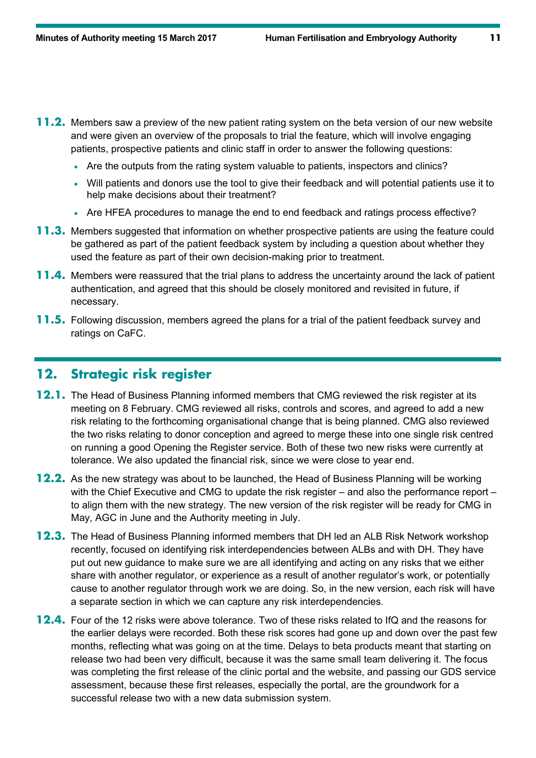**11.2.** Members saw a preview of the new patient rating system on the beta version of our new website and were given an overview of the proposals to trial the feature, which will involve engaging patients, prospective patients and clinic staff in order to answer the following questions:

- Are the outputs from the rating system valuable to patients, inspectors and clinics?
- Will patients and donors use the tool to give their feedback and will potential patients use it to help make decisions about their treatment?
- Are HFEA procedures to manage the end to end feedback and ratings process effective?

**11.3.** Members suggested that information on whether prospective patients are using the feature could be gathered as part of the patient feedback system by including a question about whether they used the feature as part of their own decision-making prior to treatment.

**11.4.** Members were reassured that the trial plans to address the uncertainty around the lack of patient authentication, and agreed that this should be closely monitored and revisited in future, if necessary.

**11.5.** Following discussion, members agreed the plans for a trial of the patient feedback survey and ratings on CaFC.

## 12. Strategic risk register

**12.1.** The Head of Business Planning informed members that CMG reviewed the risk register at its meeting on 8 February. CMG reviewed all risks, controls and scores, and agreed to add a new risk relating to the forthcoming organisational change that is being planned. CMG also reviewed the two risks relating to donor conception and agreed to merge these into one single risk centred on running a good Opening the Register service. Both of these two new risks were currently at tolerance. We also updated the financial risk, since we were close to year end.

**12.2.** As the new strategy was about to be launched, the Head of Business Planning will be working with the Chief Executive and CMG to update the risk register – and also the performance report – to align them with the new strategy. The new version of the risk register will be ready for CMG in May, AGC in June and the Authority meeting in July.

**12.3.** The Head of Business Planning informed members that DH led an ALB Risk Network workshop recently, focused on identifying risk interdependencies between ALBs and with DH. They have put out new guidance to make sure we are all identifying and acting on any risks that we either share with another regulator, or experience as a result of another regulator's work, or potentially cause to another regulator through work we are doing. So, in the new version, each risk will have a separate section in which we can capture any risk interdependencies.

**12.4.** Four of the 12 risks were above tolerance. Two of these risks related to IfQ and the reasons for the earlier delays were recorded. Both these risk scores had gone up and down over the past few months, reflecting what was going on at the time. Delays to beta products meant that starting on release two had been very difficult, because it was the same small team delivering it. The focus was completing the first release of the clinic portal and the website, and passing our GDS service assessment, because these first releases, especially the portal, are the groundwork for a successful release two with a new data submission system.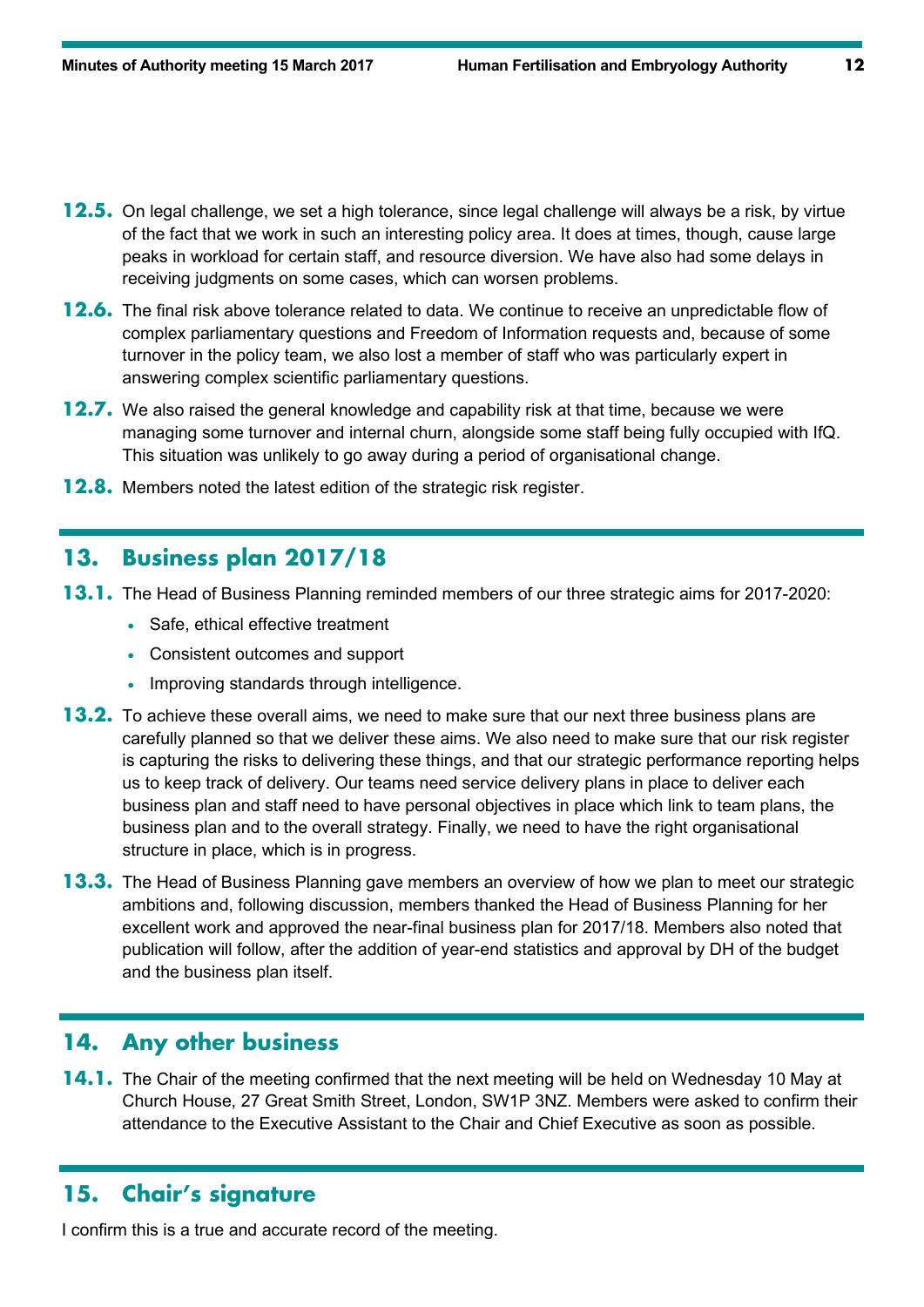**12.5.** On legal challenge, we set a high tolerance, since legal challenge will always be a risk, by virtue of the fact that we work in such an interesting policy area. It does at times, though, cause large peaks in workload for certain staff, and resource diversion. We have also had some delays in receiving judgments on some cases, which can worsen problems.

**12.6.** The final risk above tolerance related to data. We continue to receive an unpredictable flow of complex parliamentary questions and Freedom of Information requests and, because of some turnover in the policy team, we also lost a member of staff who was particularly expert in answering complex scientific parliamentary questions.

**12.7.** We also raised the general knowledge and capability risk at that time, because we were managing some turnover and internal churn, alongside some staff being fully occupied with IfQ. This situation was unlikely to go away during a period of organisational change.

**12.8.** Members noted the latest edition of the strategic risk register.

## 13. Business plan 2017/18

**13.1.** The Head of Business Planning reminded members of our three strategic aims for 2017-2020:

- Safe, ethical effective treatment
- Consistent outcomes and support
- Improving standards through intelligence.

**13.2.** To achieve these overall aims, we need to make sure that our next three business plans are carefully planned so that we deliver these aims. We also need to make sure that our risk register is capturing the risks to delivering these things, and that our strategic performance reporting helps us to keep track of delivery. Our teams need service delivery plans in place to deliver each business plan and staff need to have personal objectives in place which link to team plans, the business plan and to the overall strategy. Finally, we need to have the right organisational structure in place, which is in progress.

**13.3.** The Head of Business Planning gave members an overview of how we plan to meet our strategic ambitions and, following discussion, members thanked the Head of Business Planning for her excellent work and approved the near-final business plan for 2017/18. Members also noted that publication will follow, after the addition of year-end statistics and approval by DH of the budget and the business plan itself.

## 14. Any other business

**14.1.** The Chair of the meeting confirmed that the next meeting will be held on Wednesday 10 May at Church House, 27 Great Smith Street, London, SW1P 3NZ. Members were asked to confirm their attendance to the Executive Assistant to the Chair and Chief Executive as soon as possible.

## 15. Chair's signature

I confirm this is a true and accurate record of the meeting.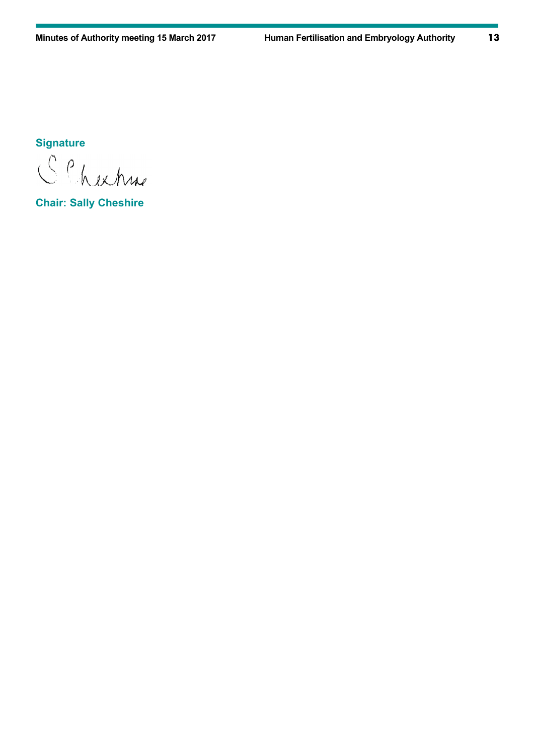**Signature**

S Cheshire

**Chair: Sally Cheshire**